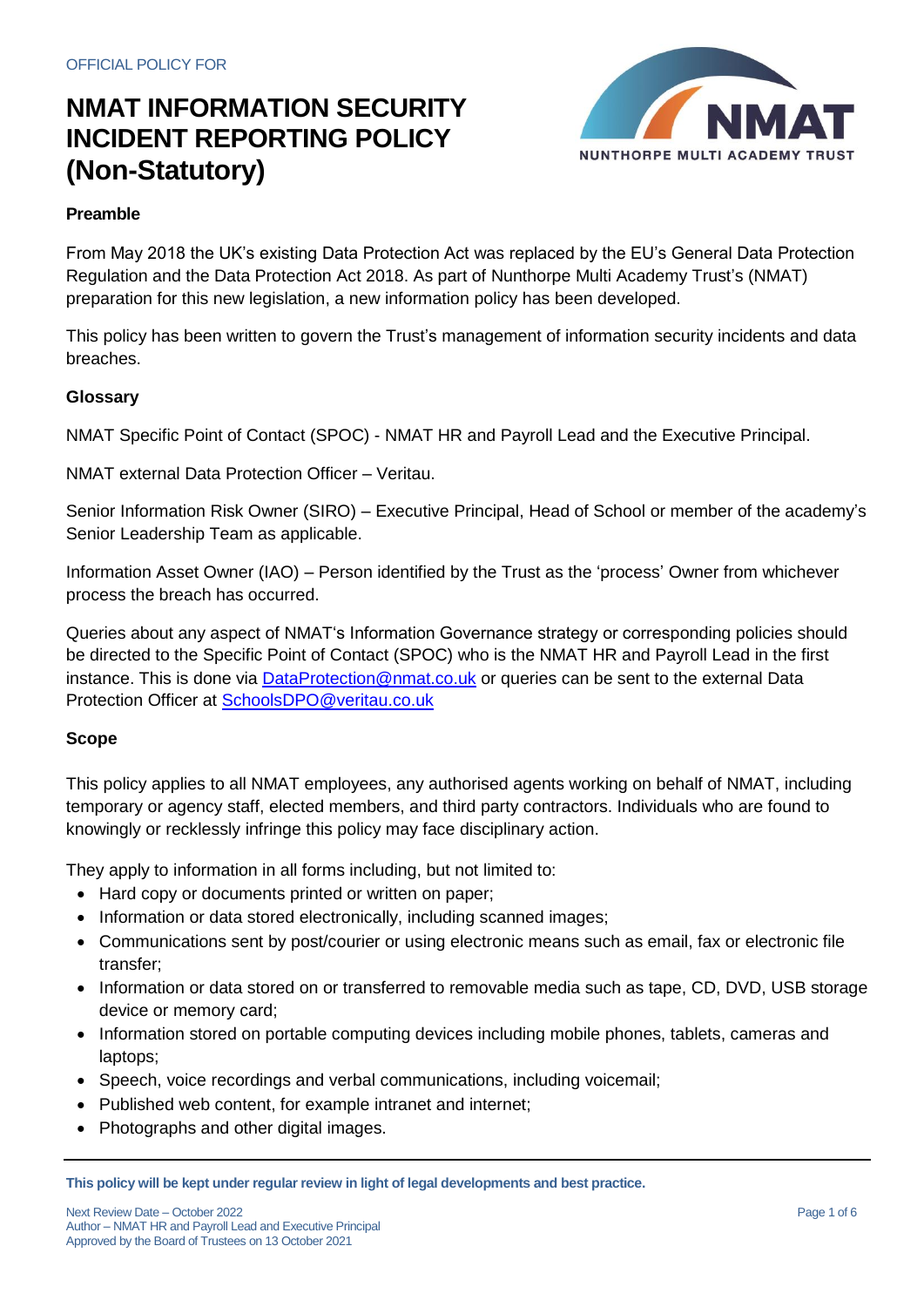OFFICIAL POLICY FOR

# NMAT INFORMATION SECURITY INCIDENT REPORTING POLICY (Non-Statutory)

**Preamble**

From May 2018 the UK's existing Data Protection Act was replaced by the EU's General Data Protection Regulation and the Data Protection Act 2018. As part of Nunthorpe Multi Academy Trust's (NMAT) preparation for this new legislation, a new information policy has been developed.

This policy has been written to govern the Trust's management of information security incidents and data breaches.

**Glossary**

NMAT Specific Point of Contact (SPOC) - NMAT HR and Payroll Lead and the Executive Principal.

NMAT external Data Protection Officer – Veritau.

Senior Information Risk Owner (SIRO) – Executive Principal, Head of School or member of the academy's Senior Leadership Team as applicable.

Information Asset Owner (IAO) – Person identified by the Trust as the 'process' Owner from whichever process the breach has occurred.

Queries about any aspect of NMAT's Information Governance strategy or corresponding policies should be directed to the Specific Point of Contact (SPOC) who is the NMAT HR and Payroll Lead in the first instance. This is done via DataProtection@nmat.co.uk or queries can be sent to the external Data Protection Officer at SchoolsDPO@veritau.co.uk

**Scope**

This policy applies to all NMAT employees, any authorised agents working on behalf of NMAT, including temporary or agency staff, elected members, and third party contractors. Individuals who are found to knowingly or recklessly infringe this policy may face disciplinary action.

They apply to information in all forms including, but not limited to:

- Hard copy or documents printed or written on paper;
- Information or data stored electronically, including scanned images;
- Communications sent by post/courier or using electronic means such as email, fax or electronic file transfer;
- Information or data stored on or transferred to removable media such as tape, CD, DVD, USB storage device or memory card;
- Information stored on portable computing devices including mobile phones, tablets, cameras and laptops;
- Speech, voice recordings and verbal communications, including voicemail;
- Published web content, for example intranet and internet;
- Photographs and other digital images.

**This policy will be kept under regular review in light of legal developments and best practice.**

Next Review Date – October 2022
Author – NMAT HR and Payroll Lead and Executive Principal
Approved by the Board of Trustees on 13 October 2021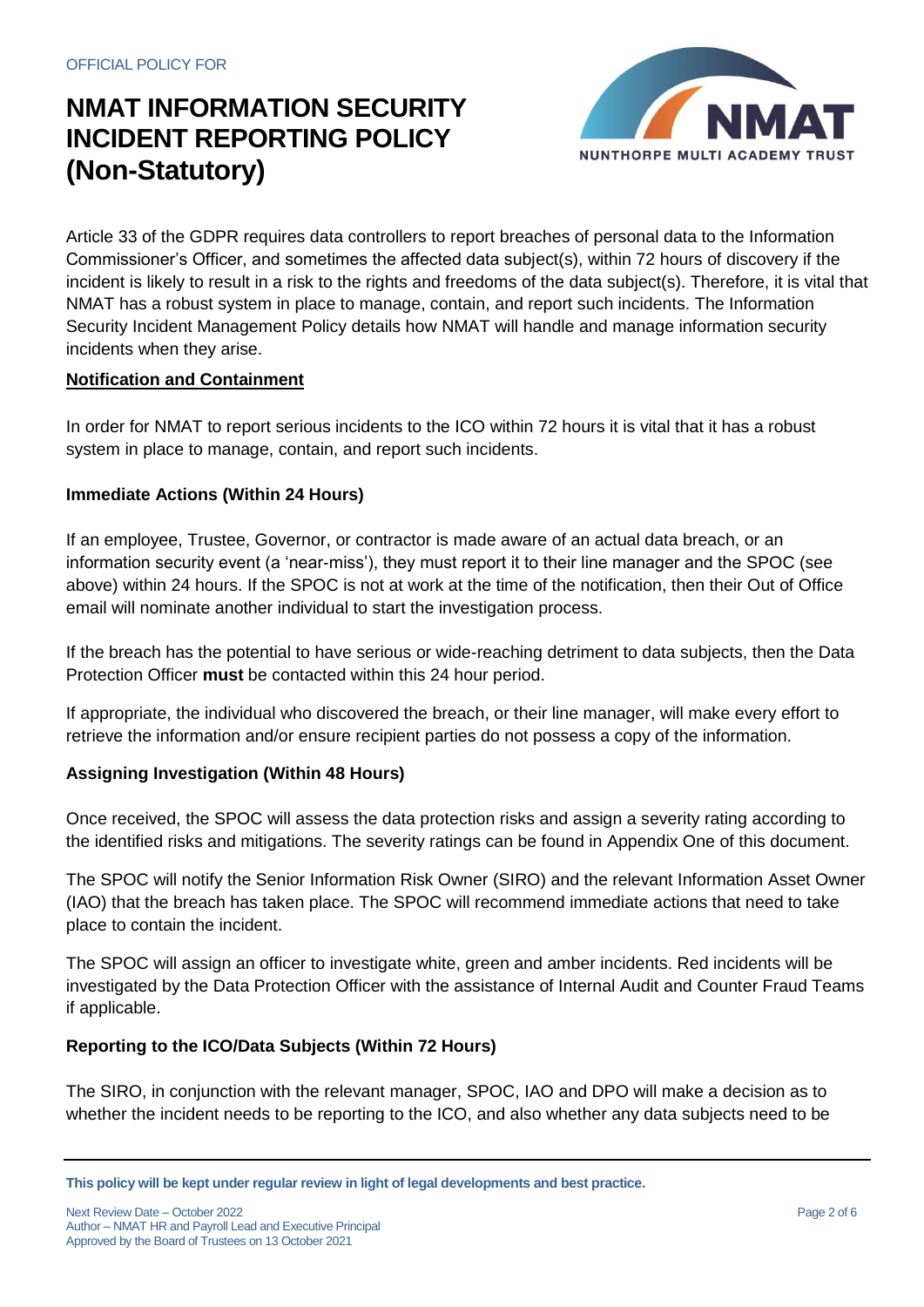Article 33 of the GDPR requires data controllers to report breaches of personal data to the Information Commissioner's Officer, and sometimes the affected data subject(s), within 72 hours of discovery if the incident is likely to result in a risk to the rights and freedoms of the data subject(s). Therefore, it is vital that NMAT has a robust system in place to manage, contain, and report such incidents. The Information Security Incident Management Policy details how NMAT will handle and manage information security incidents when they arise.

## Notification and Containment

In order for NMAT to report serious incidents to the ICO within 72 hours it is vital that it has a robust system in place to manage, contain, and report such incidents.

### Immediate Actions (Within 24 Hours)

If an employee, Trustee, Governor, or contractor is made aware of an actual data breach, or an information security event (a 'near-miss'), they must report it to their line manager and the SPOC (see above) within 24 hours. If the SPOC is not at work at the time of the notification, then their Out of Office email will nominate another individual to start the investigation process.

If the breach has the potential to have serious or wide-reaching detriment to data subjects, then the Data Protection Officer **must** be contacted within this 24 hour period.

If appropriate, the individual who discovered the breach, or their line manager, will make every effort to retrieve the information and/or ensure recipient parties do not possess a copy of the information.

### Assigning Investigation (Within 48 Hours)

Once received, the SPOC will assess the data protection risks and assign a severity rating according to the identified risks and mitigations. The severity ratings can be found in Appendix One of this document.

The SPOC will notify the Senior Information Risk Owner (SIRO) and the relevant Information Asset Owner (IAO) that the breach has taken place. The SPOC will recommend immediate actions that need to take place to contain the incident.

The SPOC will assign an officer to investigate white, green and amber incidents. Red incidents will be investigated by the Data Protection Officer with the assistance of Internal Audit and Counter Fraud Teams if applicable.

### Reporting to the ICO/Data Subjects (Within 72 Hours)

The SIRO, in conjunction with the relevant manager, SPOC, IAO and DPO will make a decision as to whether the incident needs to be reporting to the ICO, and also whether any data subjects need to be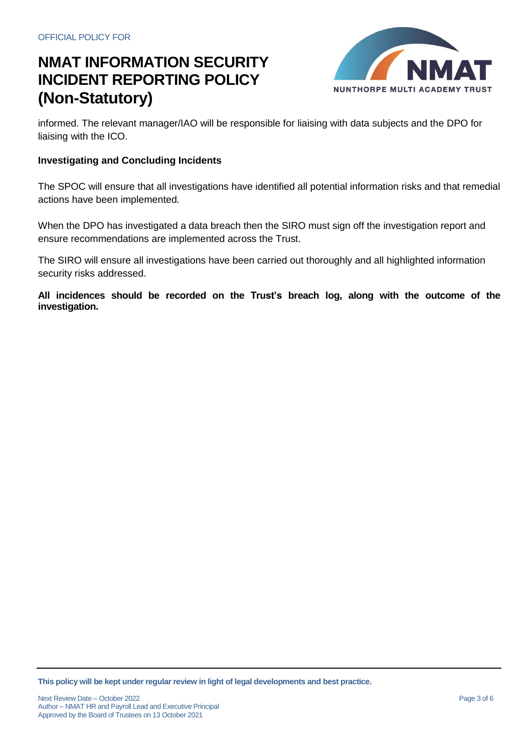informed. The relevant manager/IAO will be responsible for liaising with data subjects and the DPO for liaising with the ICO.

**Investigating and Concluding Incidents**

The SPOC will ensure that all investigations have identified all potential information risks and that remedial actions have been implemented.

When the DPO has investigated a data breach then the SIRO must sign off the investigation report and ensure recommendations are implemented across the Trust.

The SIRO will ensure all investigations have been carried out thoroughly and all highlighted information security risks addressed.

**All incidences should be recorded on the Trust's breach log, along with the outcome of the investigation.**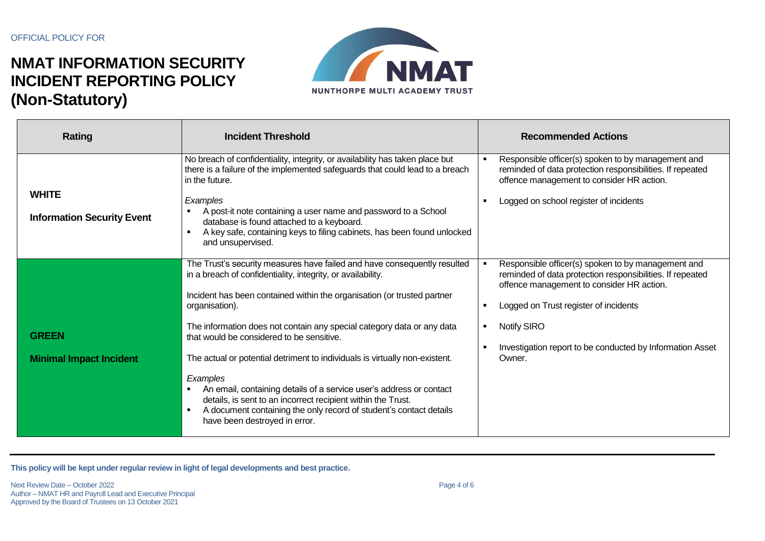| Rating | Incident Threshold | Recommended Actions |
|---|---|---|
| **WHITE**<br><br>**Information Security Event** | No breach of confidentiality, integrity, or availability has taken place but there is a failure of the implemented safeguards that could lead to a breach in the future.<br><br>*Examples*<br>▪ A post-it note containing a user name and password to a School database is found attached to a keyboard.<br>▪ A key safe, containing keys to filing cabinets, has been found unlocked and unsupervised. | ▪ Responsible officer(s) spoken to by management and reminded of data protection responsibilities. If repeated offence management to consider HR action.<br>▪ Logged on school register of incidents |
| **GREEN**<br><br>**Minimal Impact Incident** | The Trust's security measures have failed and have consequently resulted in a breach of confidentiality, integrity, or availability.<br><br>Incident has been contained within the organisation (or trusted partner organisation).<br><br>The information does not contain any special category data or any data that would be considered to be sensitive.<br><br>The actual or potential detriment to individuals is virtually non-existent.<br><br>*Examples*<br>▪ An email, containing details of a service user's address or contact details, is sent to an incorrect recipient within the Trust.<br>▪ A document containing the only record of student's contact details have been destroyed in error. | ▪ Responsible officer(s) spoken to by management and reminded of data protection responsibilities. If repeated offence management to consider HR action.<br>▪ Logged on Trust register of incidents<br>▪ Notify SIRO<br>▪ Investigation report to be conducted by Information Asset Owner. |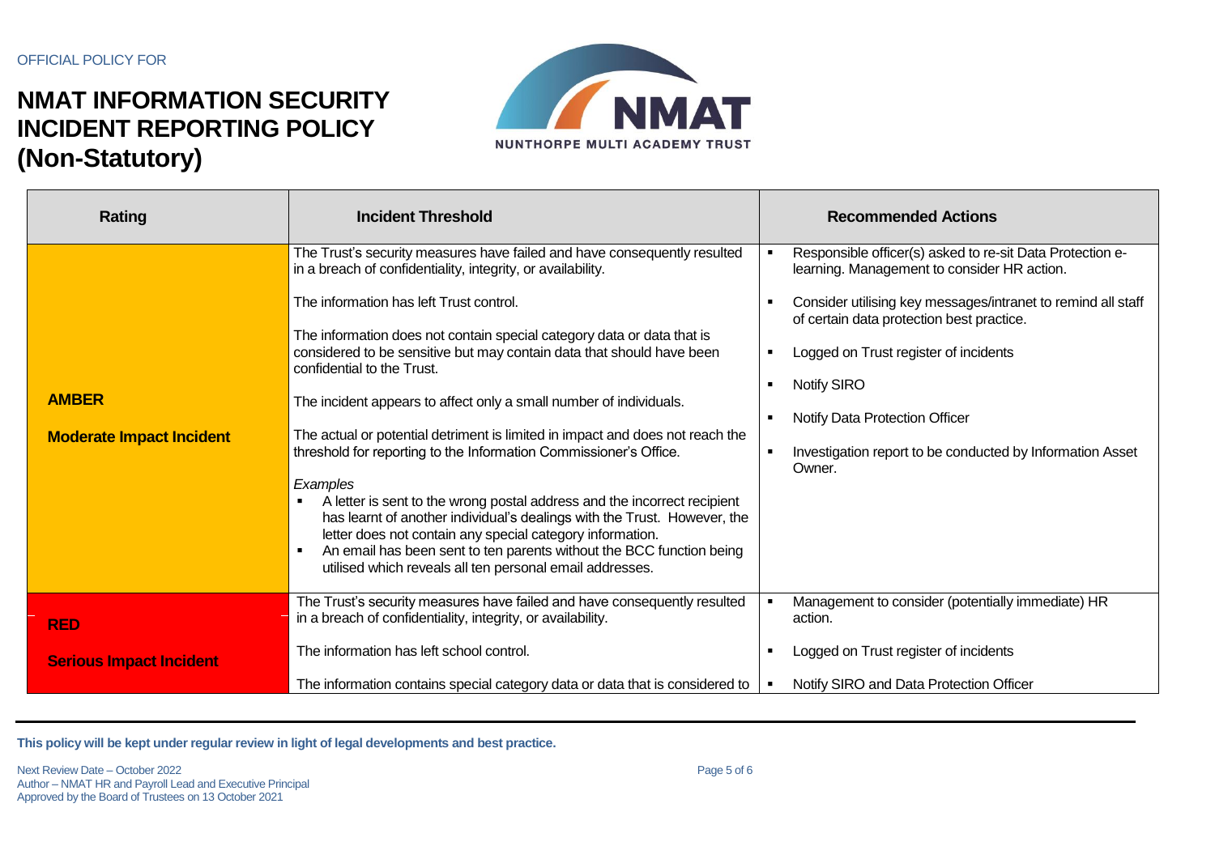| Rating | Incident Threshold | Recommended Actions |
|---|---|---|
| **AMBER**<br><br>**Moderate Impact Incident** | The Trust's security measures have failed and have consequently resulted in a breach of confidentiality, integrity, or availability.<br><br>The information has left Trust control.<br><br>The information does not contain special category data or data that is considered to be sensitive but may contain data that should have been confidential to the Trust.<br><br>The incident appears to affect only a small number of individuals.<br><br>The actual or potential detriment is limited in impact and does not reach the threshold for reporting to the Information Commissioner's Office.<br><br>*Examples*<br>▪ A letter is sent to the wrong postal address and the incorrect recipient has learnt of another individual's dealings with the Trust. However, the letter does not contain any special category information.<br>▪ An email has been sent to ten parents without the BCC function being utilised which reveals all ten personal email addresses. | ▪ Responsible officer(s) asked to re-sit Data Protection e-learning. Management to consider HR action.<br><br>▪ Consider utilising key messages/intranet to remind all staff of certain data protection best practice.<br><br>▪ Logged on Trust register of incidents<br><br>▪ Notify SIRO<br><br>▪ Notify Data Protection Officer<br><br>▪ Investigation report to be conducted by Information Asset Owner. |
| **RED**<br><br>**Serious Impact Incident** | The Trust's security measures have failed and have consequently resulted in a breach of confidentiality, integrity, or availability.<br><br>The information has left school control.<br><br>The information contains special category data or data that is considered to | ▪ Management to consider (potentially immediate) HR action.<br><br>▪ Logged on Trust register of incidents<br><br>▪ Notify SIRO and Data Protection Officer |

**This policy will be kept under regular review in light of legal developments and best practice.**

Next Review Date – October 2022
Author – NMAT HR and Payroll Lead and Executive Principal
Approved by the Board of Trustees on 13 October 2021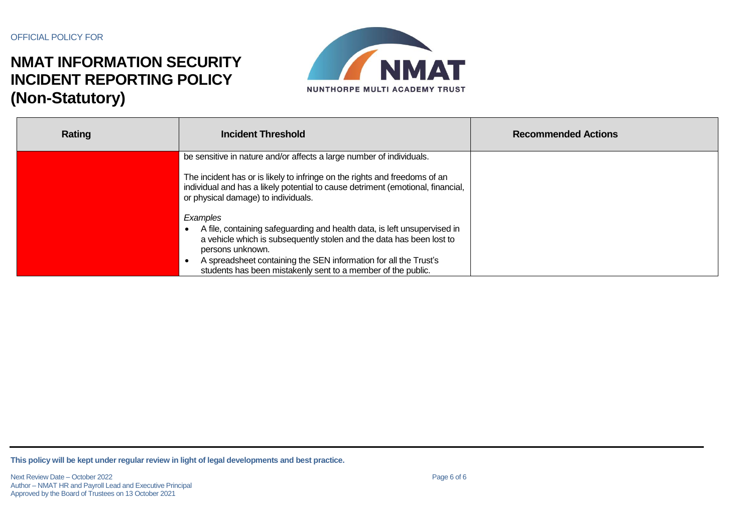| Rating | Incident Threshold | Recommended Actions |
|---|---|---|
| | be sensitive in nature and/or affects a large number of individuals.<br><br>The incident has or is likely to infringe on the rights and freedoms of an individual and has a likely potential to cause detriment (emotional, financial, or physical damage) to individuals.<br><br>*Examples*<br>• A file, containing safeguarding and health data, is left unsupervised in a vehicle which is subsequently stolen and the data has been lost to persons unknown.<br>• A spreadsheet containing the SEN information for all the Trust's students has been mistakenly sent to a member of the public. | |

**This policy will be kept under regular review in light of legal developments and best practice.**

Next Review Date – October 2022
Author – NMAT HR and Payroll Lead and Executive Principal
Approved by the Board of Trustees on 13 October 2021